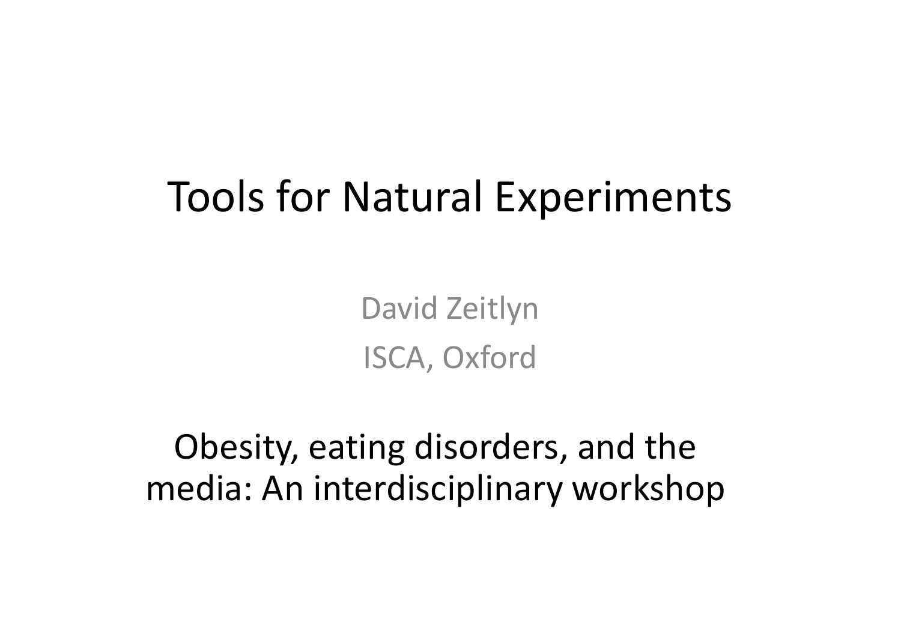# Tools for Natural Experiments

David Zeitlyn

ISCA, Oxford

Obesity, eating disorders, and the media: An interdisciplinary workshop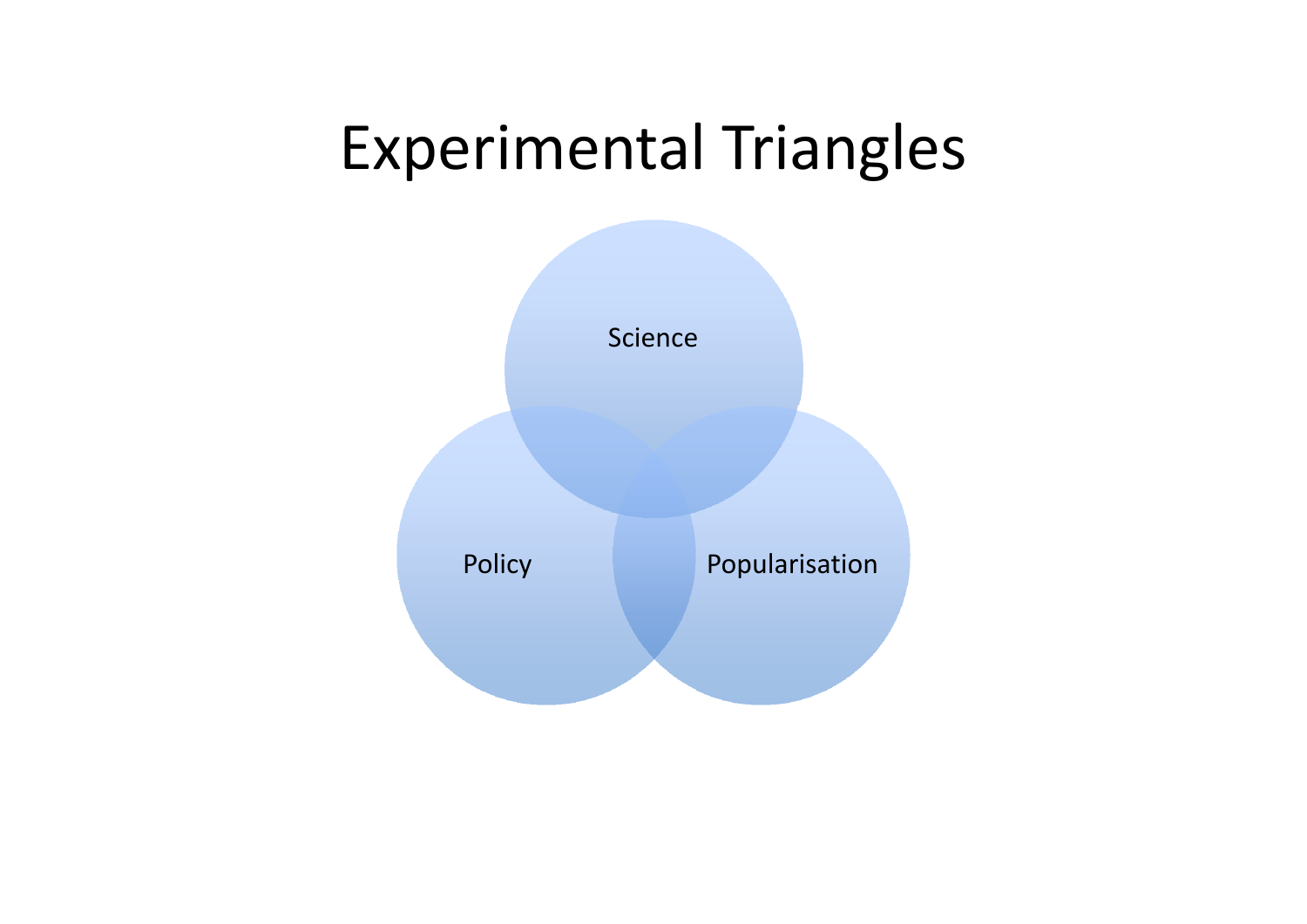# Experimental Triangles

Science

Policy

Popularisation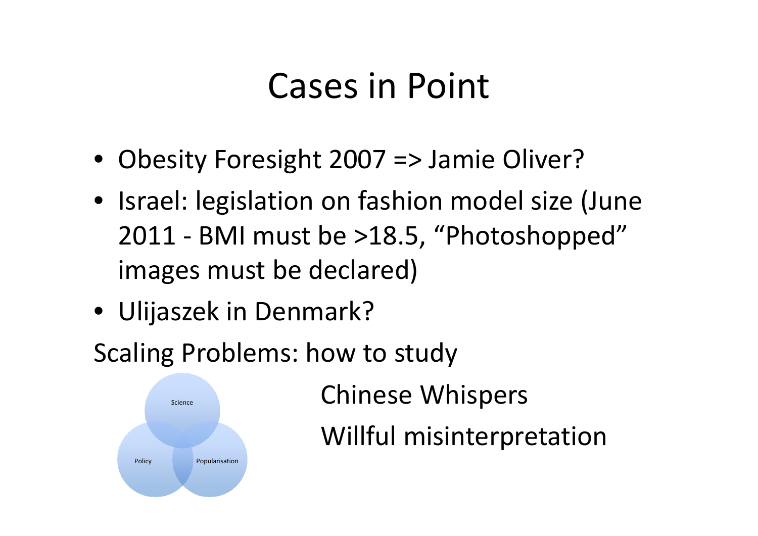# Cases in Point

- Obesity Foresight 2007 => Jamie Oliver?
- Israel: legislation on fashion model size (June 2011 - BMI must be >18.5, "Photoshopped" images must be declared)
- Ulijaszek in Denmark?

Scaling Problems: how to study

Science

Policy

Popularisation

Chinese Whispers

Willful misinterpretation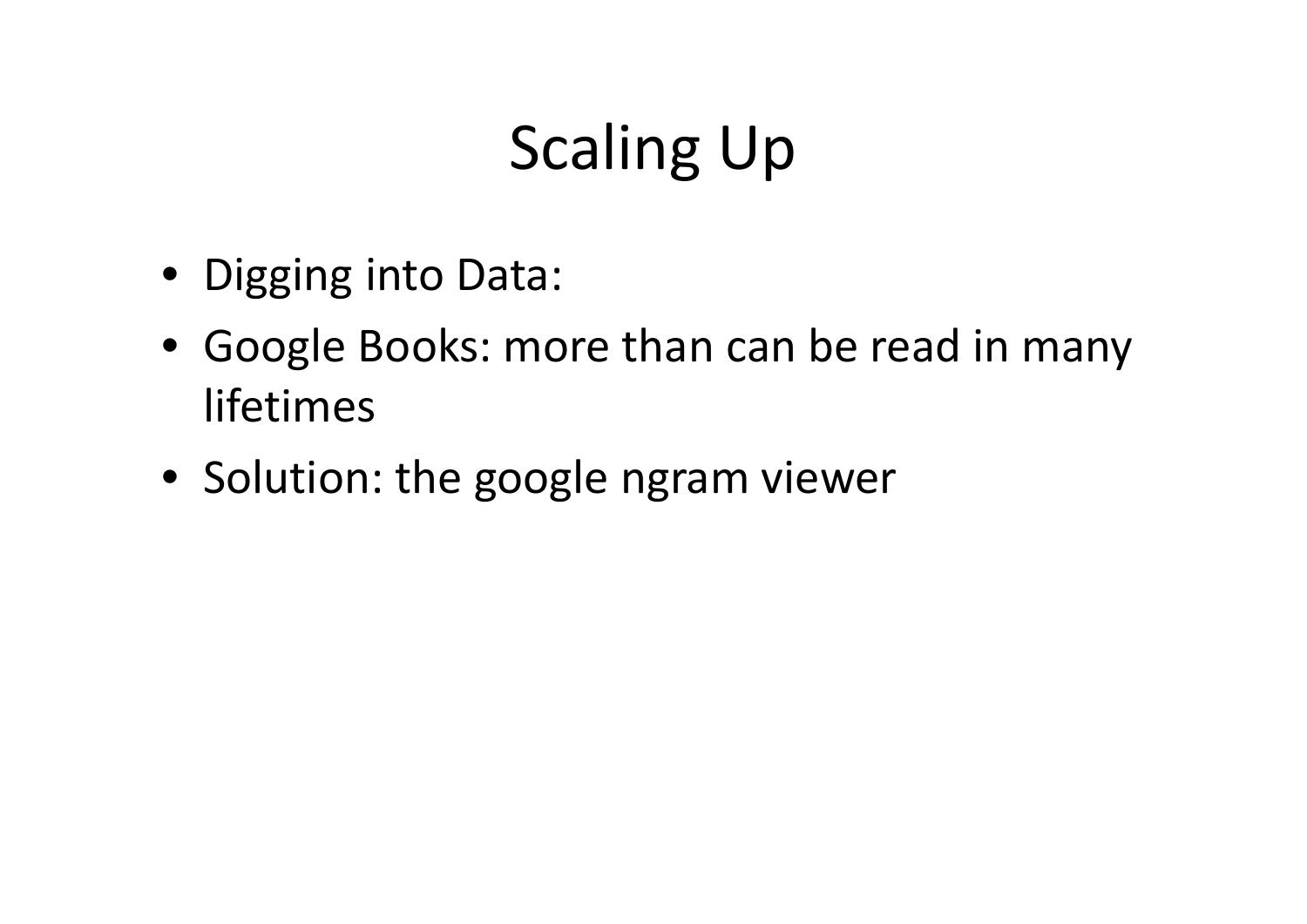# Scaling Up

- Digging into Data:
- Google Books: more than can be read in many lifetimes
- Solution: the google ngram viewer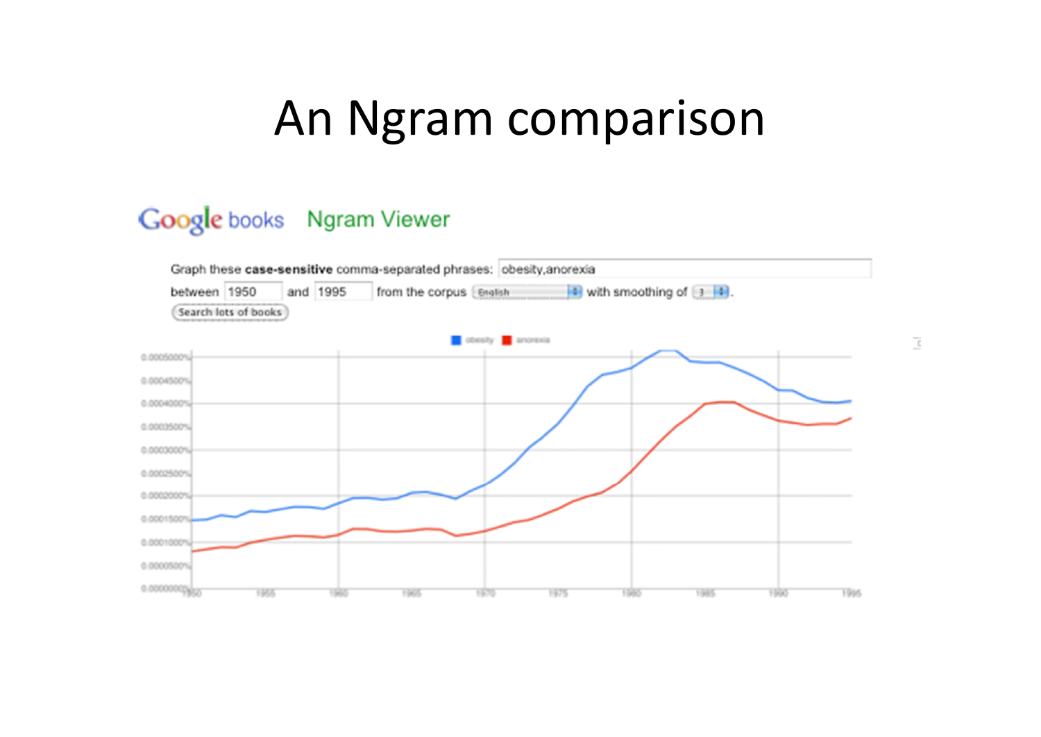# An Ngram comparison

Google books Ngram Viewer

Graph these **case-sensitive** comma-separated phrases: obesity,anorexia

between 1950 and 1995 from the corpus English with smoothing of 3.

Search lots of books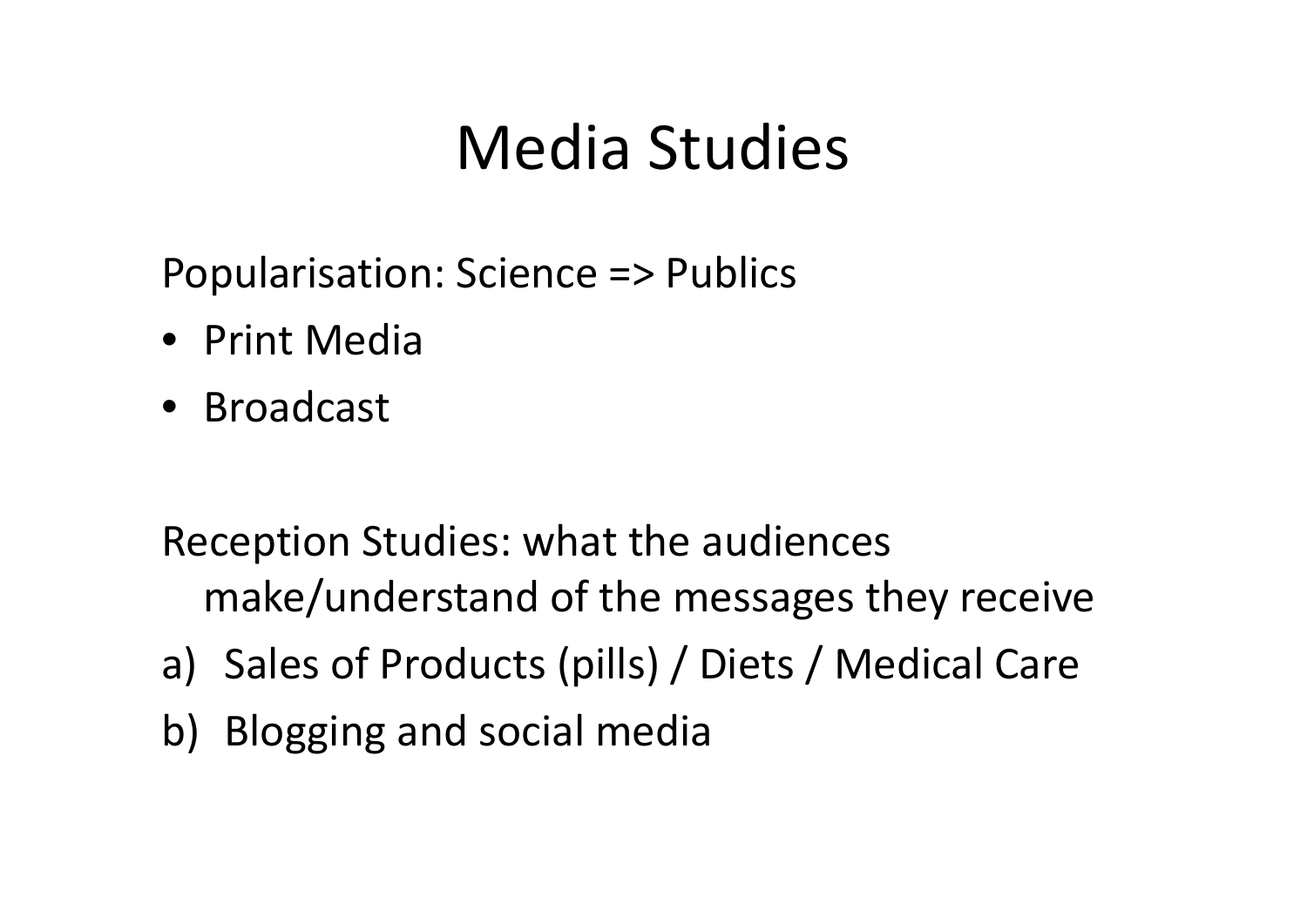# Media Studies

Popularisation: Science => Publics

- Print Media
- Broadcast

Reception Studies: what the audiences make/understand of the messages they receive

a) Sales of Products (pills) / Diets / Medical Care
b) Blogging and social media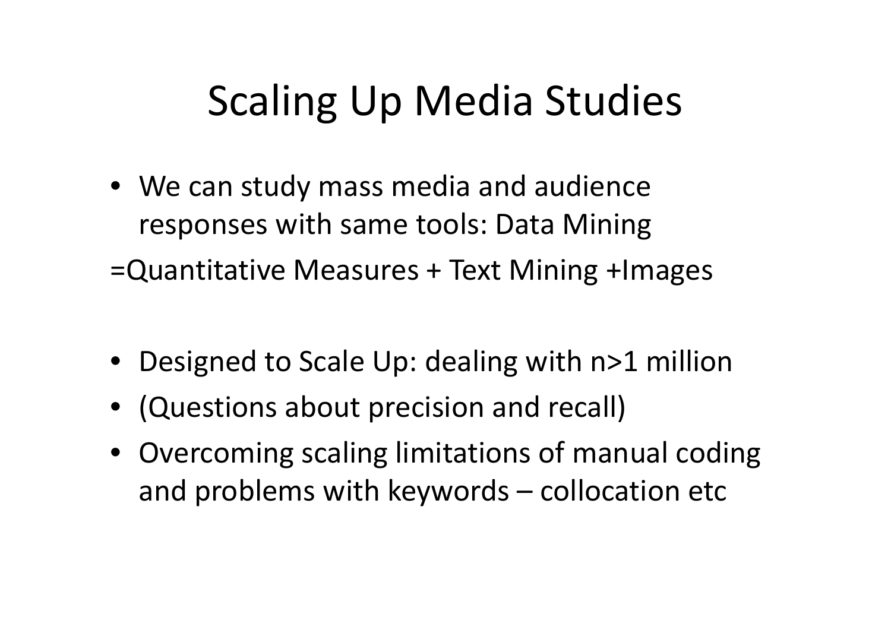# Scaling Up Media Studies

- We can study mass media and audience responses with same tools: Data Mining

=Quantitative Measures + Text Mining +Images

- Designed to Scale Up: dealing with n>1 million
- (Questions about precision and recall)
- Overcoming scaling limitations of manual coding and problems with keywords – collocation etc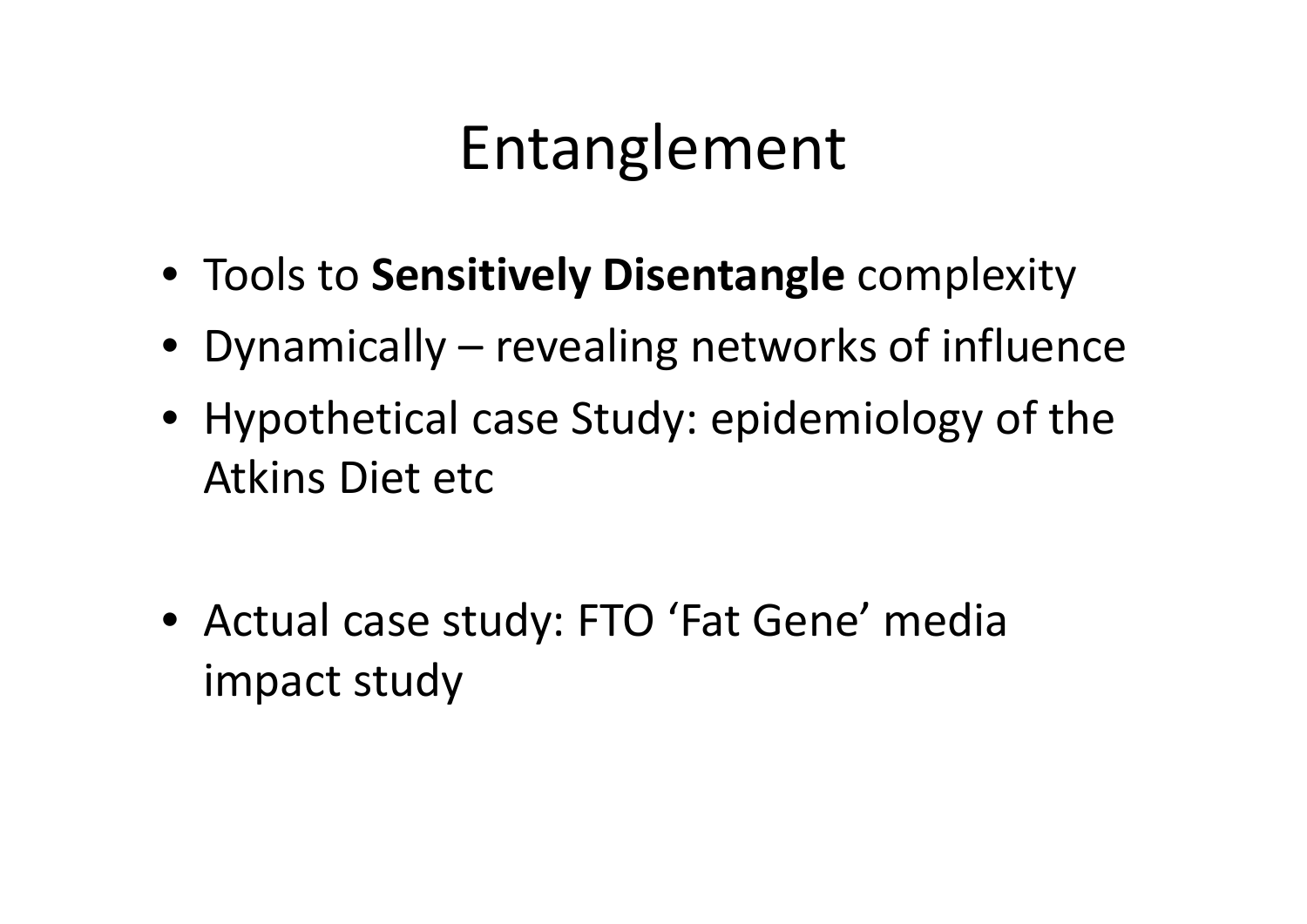# Entanglement

- Tools to **Sensitively Disentangle** complexity
- Dynamically – revealing networks of influence
- Hypothetical case Study: epidemiology of the Atkins Diet etc

- Actual case study: FTO 'Fat Gene' media impact study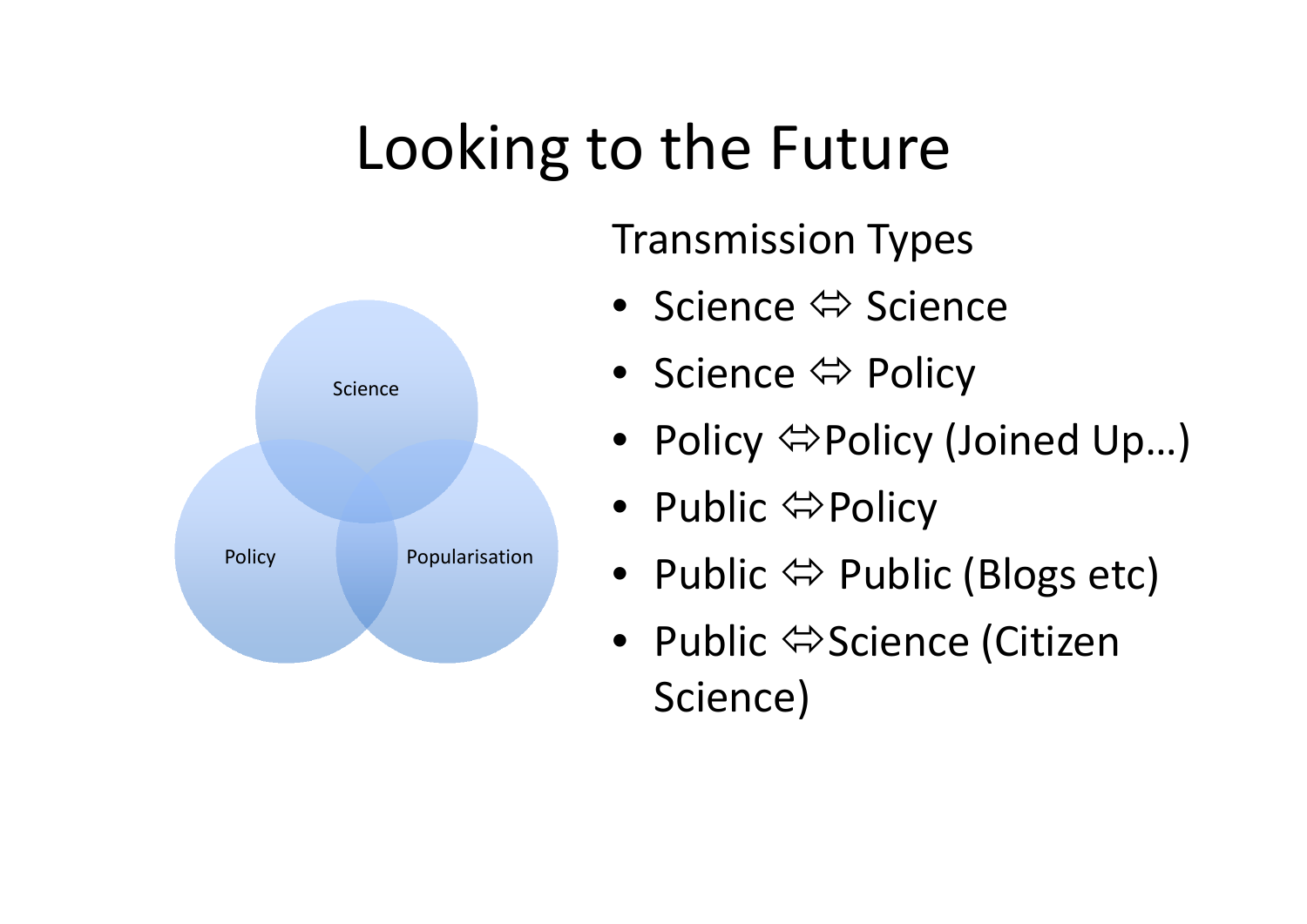# Looking to the Future

Science

Policy

Popularisation

Transmission Types

- Science ⇔ Science
- Science ⇔ Policy
- Policy ⇔Policy (Joined Up…)
- Public ⇔Policy
- Public ⇔ Public (Blogs etc)
- Public ⇔Science (Citizen Science)